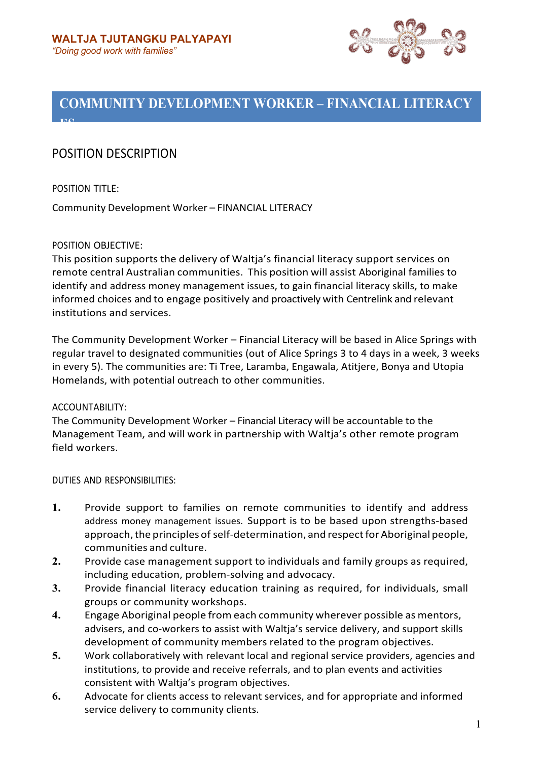**WALTJA TJUTANGKU PALYAPAYI**
*"Doing good work with families"*

# COMMUNITY DEVELOPMENT WORKER – FINANCIAL LITERACY FS

## POSITION DESCRIPTION

POSITION TITLE:

Community Development Worker – FINANCIAL LITERACY

POSITION OBJECTIVE:

This position supports the delivery of Waltja's financial literacy support services on remote central Australian communities. This position will assist Aboriginal families to identify and address money management issues, to gain financial literacy skills, to make informed choices and to engage positively and proactively with Centrelink and relevant institutions and services.

The Community Development Worker – Financial Literacy will be based in Alice Springs with regular travel to designated communities (out of Alice Springs 3 to 4 days in a week, 3 weeks in every 5). The communities are: Ti Tree, Laramba, Engawala, Atitjere, Bonya and Utopia Homelands, with potential outreach to other communities.

ACCOUNTABILITY:

The Community Development Worker – Financial Literacy will be accountable to the Management Team, and will work in partnership with Waltja's other remote program field workers.

DUTIES AND RESPONSIBILITIES:

1. Provide support to families on remote communities to identify and address address money management issues. Support is to be based upon strengths-based approach, the principles of self-determination, and respect for Aboriginal people, communities and culture.
2. Provide case management support to individuals and family groups as required, including education, problem-solving and advocacy.
3. Provide financial literacy education training as required, for individuals, small groups or community workshops.
4. Engage Aboriginal people from each community wherever possible as mentors, advisers, and co-workers to assist with Waltja's service delivery, and support skills development of community members related to the program objectives.
5. Work collaboratively with relevant local and regional service providers, agencies and institutions, to provide and receive referrals, and to plan events and activities consistent with Waltja's program objectives.
6. Advocate for clients access to relevant services, and for appropriate and informed service delivery to community clients.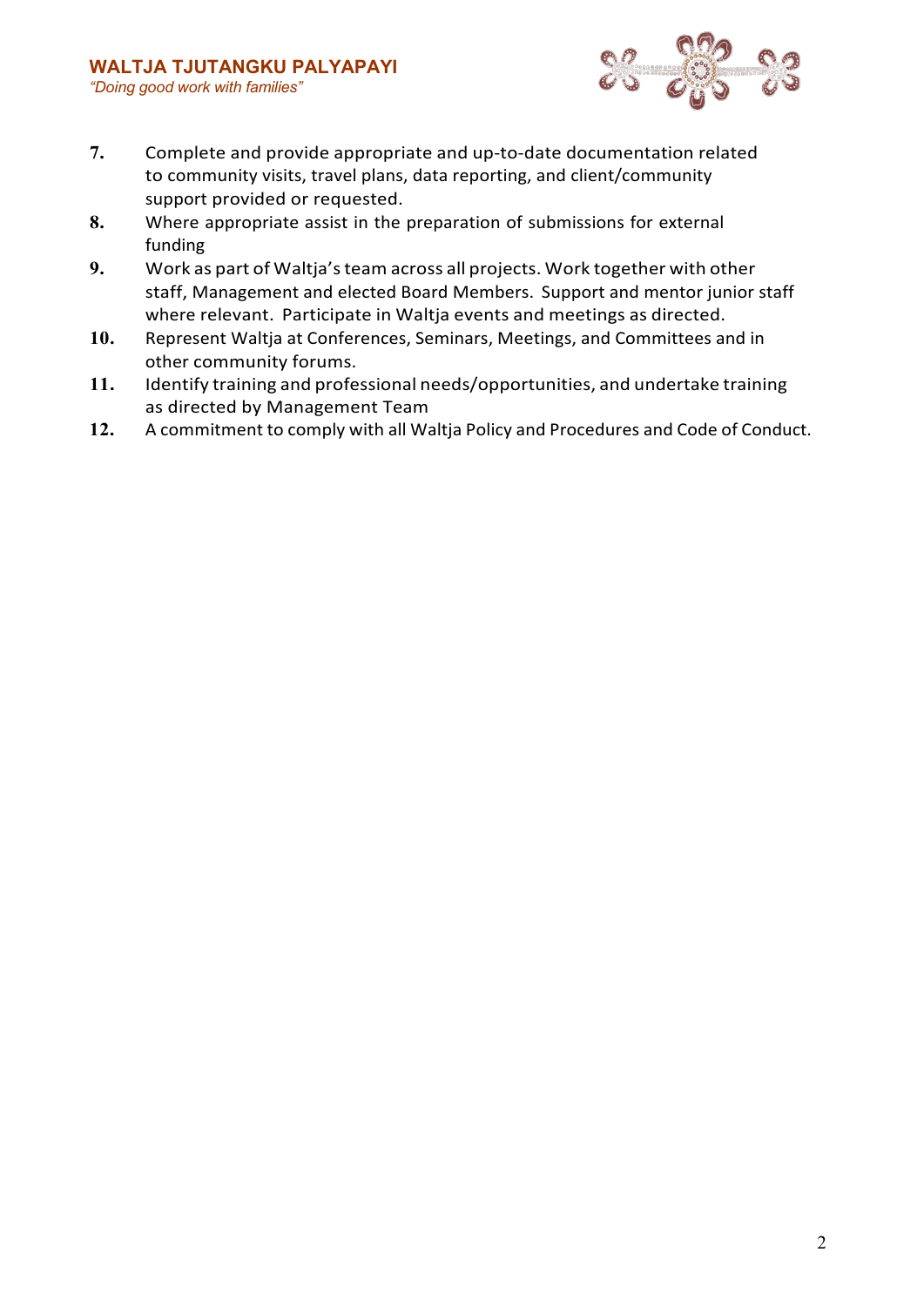7. Complete and provide appropriate and up-to-date documentation related to community visits, travel plans, data reporting, and client/community support provided or requested.
8. Where appropriate assist in the preparation of submissions for external funding
9. Work as part of Waltja's team across all projects. Work together with other staff, Management and elected Board Members. Support and mentor junior staff where relevant. Participate in Waltja events and meetings as directed.
10. Represent Waltja at Conferences, Seminars, Meetings, and Committees and in other community forums.
11. Identify training and professional needs/opportunities, and undertake training as directed by Management Team
12. A commitment to comply with all Waltja Policy and Procedures and Code of Conduct.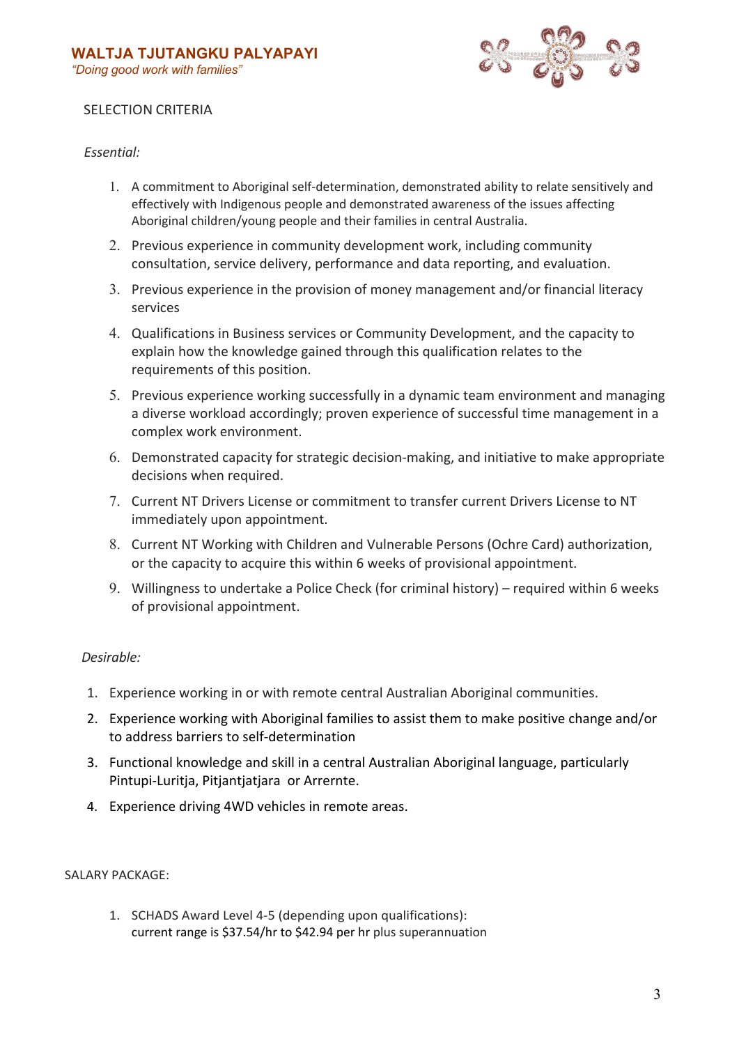## SELECTION CRITERIA

*Essential:*

1. A commitment to Aboriginal self-determination, demonstrated ability to relate sensitively and effectively with Indigenous people and demonstrated awareness of the issues affecting Aboriginal children/young people and their families in central Australia.
2. Previous experience in community development work, including community consultation, service delivery, performance and data reporting, and evaluation.
3. Previous experience in the provision of money management and/or financial literacy services
4. Qualifications in Business services or Community Development, and the capacity to explain how the knowledge gained through this qualification relates to the requirements of this position.
5. Previous experience working successfully in a dynamic team environment and managing a diverse workload accordingly; proven experience of successful time management in a complex work environment.
6. Demonstrated capacity for strategic decision-making, and initiative to make appropriate decisions when required.
7. Current NT Drivers License or commitment to transfer current Drivers License to NT immediately upon appointment.
8. Current NT Working with Children and Vulnerable Persons (Ochre Card) authorization, or the capacity to acquire this within 6 weeks of provisional appointment.
9. Willingness to undertake a Police Check (for criminal history) – required within 6 weeks of provisional appointment.

*Desirable:*

1. Experience working in or with remote central Australian Aboriginal communities.
2. Experience working with Aboriginal families to assist them to make positive change and/or to address barriers to self-determination
3. Functional knowledge and skill in a central Australian Aboriginal language, particularly Pintupi-Luritja, Pitjantjatjara or Arrernte.
4. Experience driving 4WD vehicles in remote areas.

## SALARY PACKAGE:

1. SCHADS Award Level 4-5 (depending upon qualifications):
   current range is $37.54/hr to $42.94 per hr plus superannuation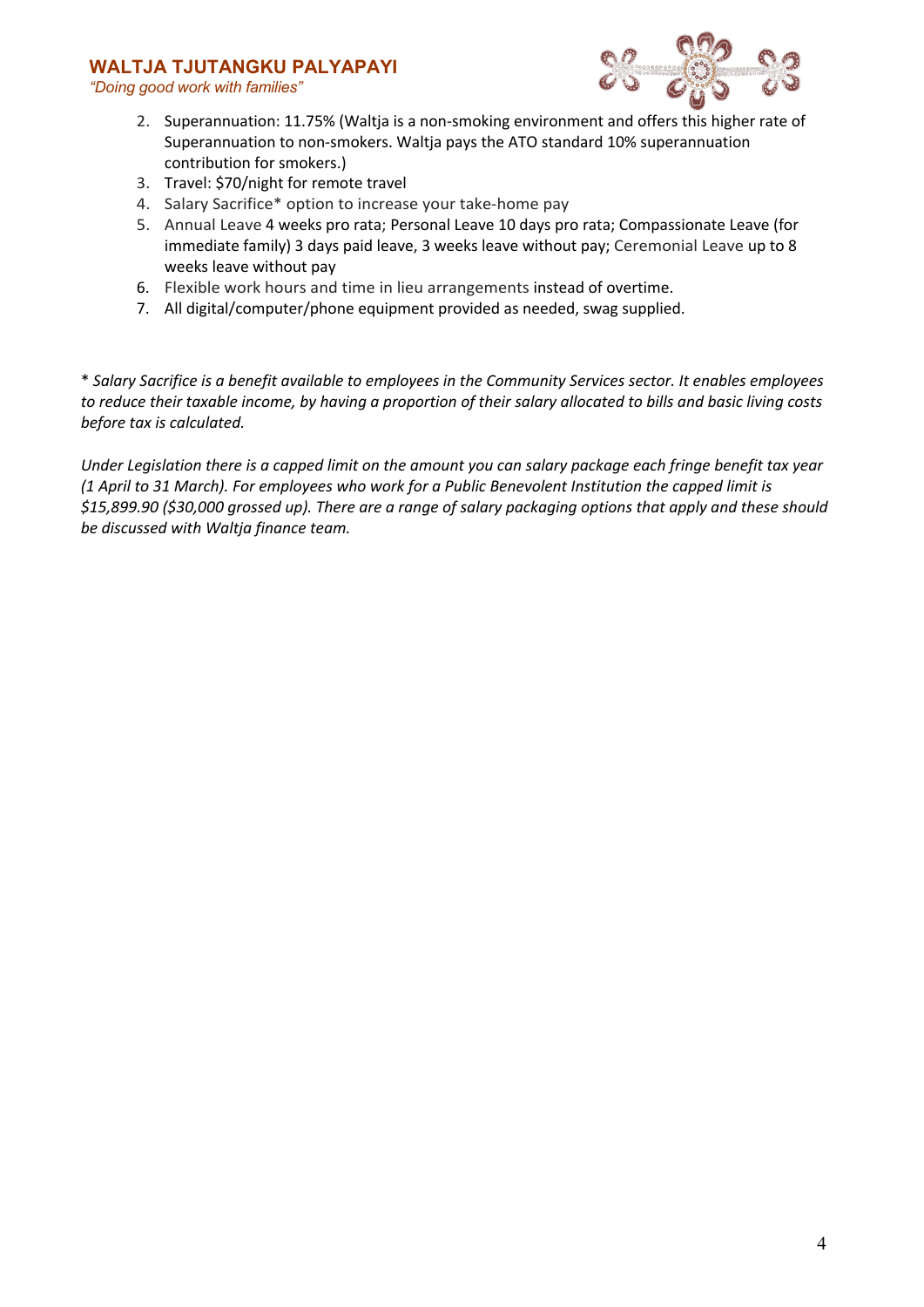2. Superannuation: 11.75% (Waltja is a non-smoking environment and offers this higher rate of Superannuation to non-smokers. Waltja pays the ATO standard 10% superannuation contribution for smokers.)
3. Travel: $70/night for remote travel
4. Salary Sacrifice* option to increase your take-home pay
5. Annual Leave 4 weeks pro rata; Personal Leave 10 days pro rata; Compassionate Leave (for immediate family) 3 days paid leave, 3 weeks leave without pay; Ceremonial Leave up to 8 weeks leave without pay
6. Flexible work hours and time in lieu arrangements instead of overtime.
7. All digital/computer/phone equipment provided as needed, swag supplied.

*\* Salary Sacrifice is a benefit available to employees in the Community Services sector. It enables employees to reduce their taxable income, by having a proportion of their salary allocated to bills and basic living costs before tax is calculated.*

*Under Legislation there is a capped limit on the amount you can salary package each fringe benefit tax year (1 April to 31 March). For employees who work for a Public Benevolent Institution the capped limit is $15,899.90 ($30,000 grossed up). There are a range of salary packaging options that apply and these should be discussed with Waltja finance team.*